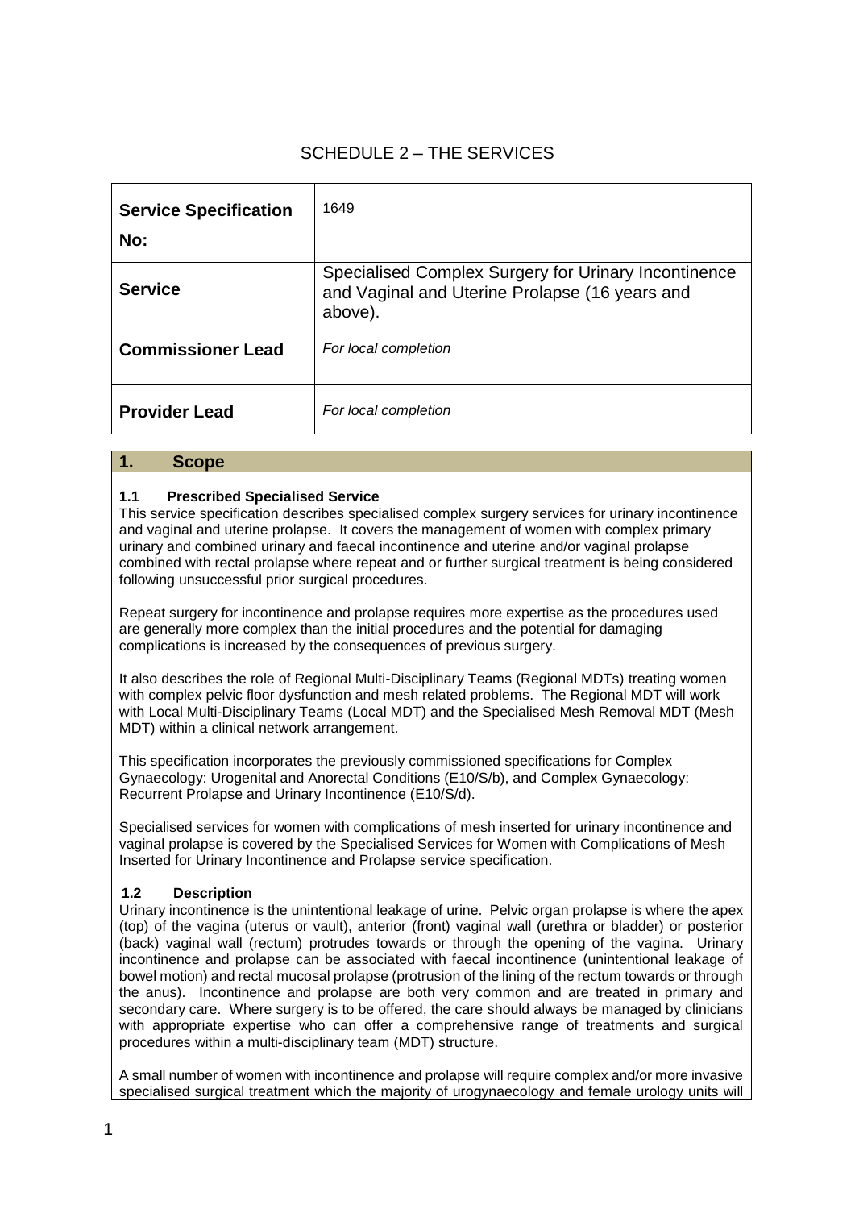# SCHEDULE 2 – THE SERVICES

| | |
|---|---|
| **Service Specification No:** | 1649 |
| **Service** | Specialised Complex Surgery for Urinary Incontinence and Vaginal and Uterine Prolapse (16 years and above). |
| **Commissioner Lead** | *For local completion* |
| **Provider Lead** | *For local completion* |

## 1. Scope

### 1.1 Prescribed Specialised Service

This service specification describes specialised complex surgery services for urinary incontinence and vaginal and uterine prolapse. It covers the management of women with complex primary urinary and combined urinary and faecal incontinence and uterine and/or vaginal prolapse combined with rectal prolapse where repeat and or further surgical treatment is being considered following unsuccessful prior surgical procedures.

Repeat surgery for incontinence and prolapse requires more expertise as the procedures used are generally more complex than the initial procedures and the potential for damaging complications is increased by the consequences of previous surgery.

It also describes the role of Regional Multi-Disciplinary Teams (Regional MDTs) treating women with complex pelvic floor dysfunction and mesh related problems. The Regional MDT will work with Local Multi-Disciplinary Teams (Local MDT) and the Specialised Mesh Removal MDT (Mesh MDT) within a clinical network arrangement.

This specification incorporates the previously commissioned specifications for Complex Gynaecology: Urogenital and Anorectal Conditions (E10/S/b), and Complex Gynaecology: Recurrent Prolapse and Urinary Incontinence (E10/S/d).

Specialised services for women with complications of mesh inserted for urinary incontinence and vaginal prolapse is covered by the Specialised Services for Women with Complications of Mesh Inserted for Urinary Incontinence and Prolapse service specification.

### 1.2 Description

Urinary incontinence is the unintentional leakage of urine. Pelvic organ prolapse is where the apex (top) of the vagina (uterus or vault), anterior (front) vaginal wall (urethra or bladder) or posterior (back) vaginal wall (rectum) protrudes towards or through the opening of the vagina. Urinary incontinence and prolapse can be associated with faecal incontinence (unintentional leakage of bowel motion) and rectal mucosal prolapse (protrusion of the lining of the rectum towards or through the anus). Incontinence and prolapse are both very common and are treated in primary and secondary care. Where surgery is to be offered, the care should always be managed by clinicians with appropriate expertise who can offer a comprehensive range of treatments and surgical procedures within a multi-disciplinary team (MDT) structure.

A small number of women with incontinence and prolapse will require complex and/or more invasive specialised surgical treatment which the majority of urogynaecology and female urology units will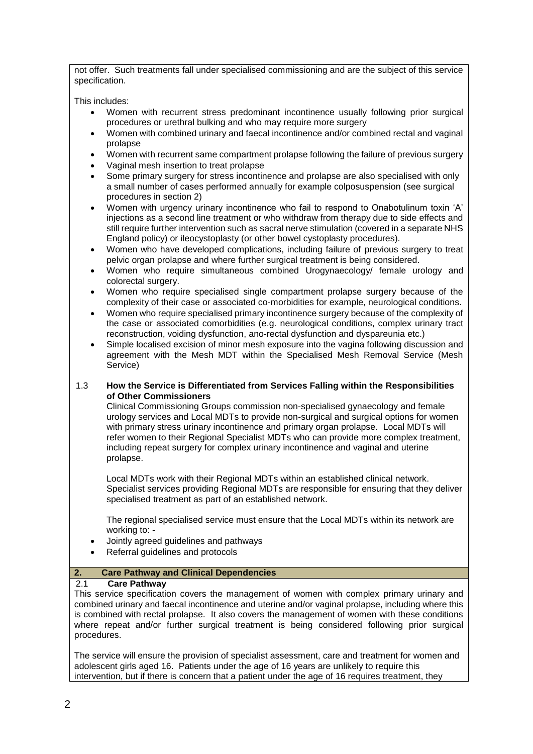not offer. Such treatments fall under specialised commissioning and are the subject of this service specification.

This includes:

- Women with recurrent stress predominant incontinence usually following prior surgical procedures or urethral bulking and who may require more surgery
- Women with combined urinary and faecal incontinence and/or combined rectal and vaginal prolapse
- Women with recurrent same compartment prolapse following the failure of previous surgery
- Vaginal mesh insertion to treat prolapse
- Some primary surgery for stress incontinence and prolapse are also specialised with only a small number of cases performed annually for example colposuspension (see surgical procedures in section 2)
- Women with urgency urinary incontinence who fail to respond to Onabotulinum toxin 'A' injections as a second line treatment or who withdraw from therapy due to side effects and still require further intervention such as sacral nerve stimulation (covered in a separate NHS England policy) or ileocystoplasty (or other bowel cystoplasty procedures).
- Women who have developed complications, including failure of previous surgery to treat pelvic organ prolapse and where further surgical treatment is being considered.
- Women who require simultaneous combined Urogynaecology/ female urology and colorectal surgery.
- Women who require specialised single compartment prolapse surgery because of the complexity of their case or associated co-morbidities for example, neurological conditions.
- Women who require specialised primary incontinence surgery because of the complexity of the case or associated comorbidities (e.g. neurological conditions, complex urinary tract reconstruction, voiding dysfunction, ano-rectal dysfunction and dyspareunia etc.)
- Simple localised excision of minor mesh exposure into the vagina following discussion and agreement with the Mesh MDT within the Specialised Mesh Removal Service (Mesh Service)

### 1.3 How the Service is Differentiated from Services Falling within the Responsibilities of Other Commissioners

Clinical Commissioning Groups commission non-specialised gynaecology and female urology services and Local MDTs to provide non-surgical and surgical options for women with primary stress urinary incontinence and primary organ prolapse. Local MDTs will refer women to their Regional Specialist MDTs who can provide more complex treatment, including repeat surgery for complex urinary incontinence and vaginal and uterine prolapse.

Local MDTs work with their Regional MDTs within an established clinical network. Specialist services providing Regional MDTs are responsible for ensuring that they deliver specialised treatment as part of an established network.

The regional specialised service must ensure that the Local MDTs within its network are working to: -

- Jointly agreed guidelines and pathways
- Referral guidelines and protocols

## 2. Care Pathway and Clinical Dependencies

### 2.1 Care Pathway

This service specification covers the management of women with complex primary urinary and combined urinary and faecal incontinence and uterine and/or vaginal prolapse, including where this is combined with rectal prolapse. It also covers the management of women with these conditions where repeat and/or further surgical treatment is being considered following prior surgical procedures.

The service will ensure the provision of specialist assessment, care and treatment for women and adolescent girls aged 16. Patients under the age of 16 years are unlikely to require this intervention, but if there is concern that a patient under the age of 16 requires treatment, they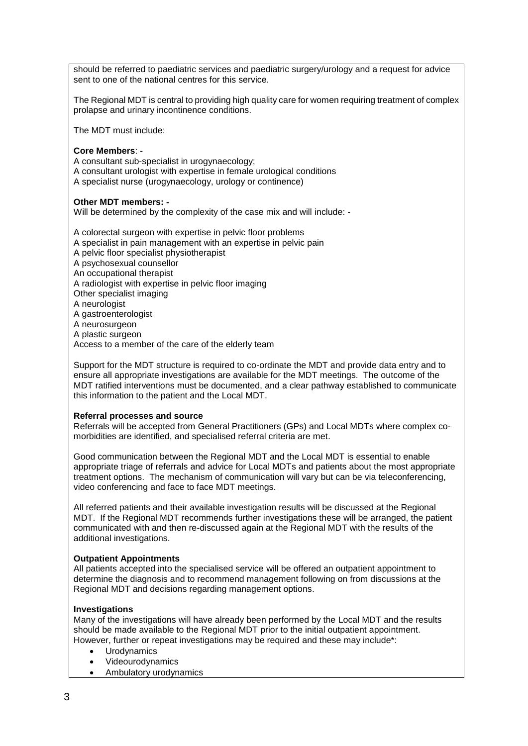should be referred to paediatric services and paediatric surgery/urology and a request for advice sent to one of the national centres for this service.

The Regional MDT is central to providing high quality care for women requiring treatment of complex prolapse and urinary incontinence conditions.

The MDT must include:

**Core Members**: -
A consultant sub-specialist in urogynaecology;
A consultant urologist with expertise in female urological conditions
A specialist nurse (urogynaecology, urology or continence)

**Other MDT members: -**
Will be determined by the complexity of the case mix and will include: -

A colorectal surgeon with expertise in pelvic floor problems
A specialist in pain management with an expertise in pelvic pain
A pelvic floor specialist physiotherapist
A psychosexual counsellor
An occupational therapist
A radiologist with expertise in pelvic floor imaging
Other specialist imaging
A neurologist
A gastroenterologist
A neurosurgeon
A plastic surgeon
Access to a member of the care of the elderly team

Support for the MDT structure is required to co-ordinate the MDT and provide data entry and to ensure all appropriate investigations are available for the MDT meetings. The outcome of the MDT ratified interventions must be documented, and a clear pathway established to communicate this information to the patient and the Local MDT.

**Referral processes and source**
Referrals will be accepted from General Practitioners (GPs) and Local MDTs where complex co-morbidities are identified, and specialised referral criteria are met.

Good communication between the Regional MDT and the Local MDT is essential to enable appropriate triage of referrals and advice for Local MDTs and patients about the most appropriate treatment options. The mechanism of communication will vary but can be via teleconferencing, video conferencing and face to face MDT meetings.

All referred patients and their available investigation results will be discussed at the Regional MDT. If the Regional MDT recommends further investigations these will be arranged, the patient communicated with and then re-discussed again at the Regional MDT with the results of the additional investigations.

**Outpatient Appointments**
All patients accepted into the specialised service will be offered an outpatient appointment to determine the diagnosis and to recommend management following on from discussions at the Regional MDT and decisions regarding management options.

**Investigations**
Many of the investigations will have already been performed by the Local MDT and the results should be made available to the Regional MDT prior to the initial outpatient appointment. However, further or repeat investigations may be required and these may include*:

- Urodynamics
- Videourodynamics
- Ambulatory urodynamics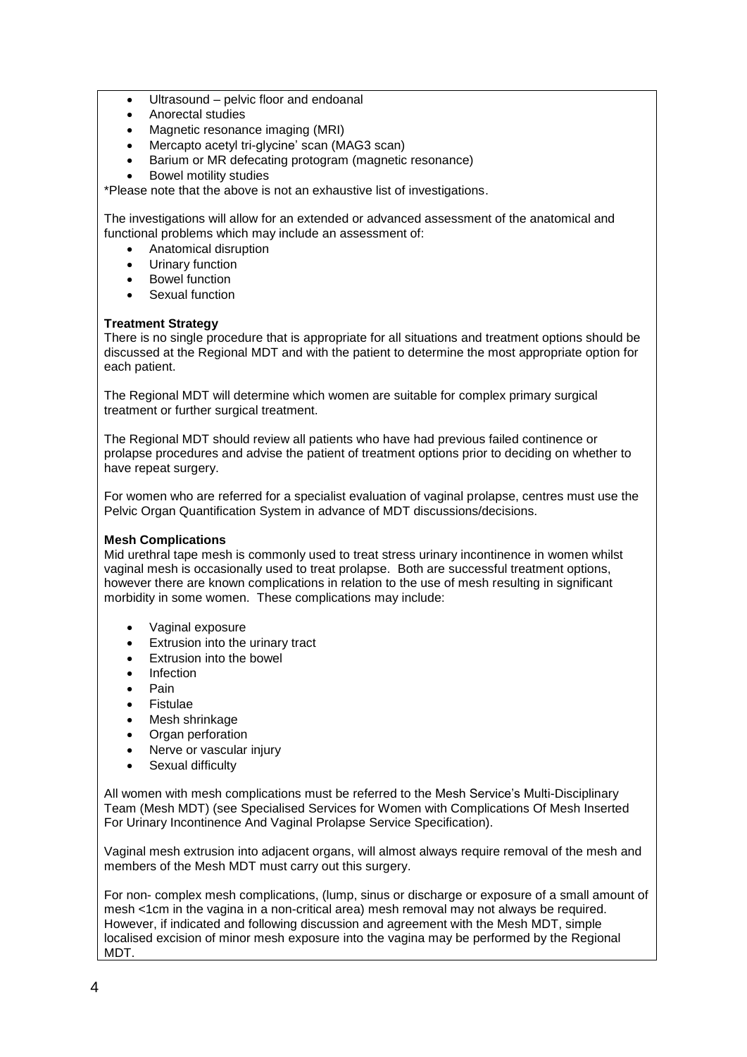- Ultrasound – pelvic floor and endoanal
- Anorectal studies
- Magnetic resonance imaging (MRI)
- Mercapto acetyl tri-glycine' scan (MAG3 scan)
- Barium or MR defecating protogram (magnetic resonance)
- Bowel motility studies

*Please note that the above is not an exhaustive list of investigations.

The investigations will allow for an extended or advanced assessment of the anatomical and functional problems which may include an assessment of:

- Anatomical disruption
- Urinary function
- Bowel function
- Sexual function

**Treatment Strategy**

There is no single procedure that is appropriate for all situations and treatment options should be discussed at the Regional MDT and with the patient to determine the most appropriate option for each patient.

The Regional MDT will determine which women are suitable for complex primary surgical treatment or further surgical treatment.

The Regional MDT should review all patients who have had previous failed continence or prolapse procedures and advise the patient of treatment options prior to deciding on whether to have repeat surgery.

For women who are referred for a specialist evaluation of vaginal prolapse, centres must use the Pelvic Organ Quantification System in advance of MDT discussions/decisions.

**Mesh Complications**

Mid urethral tape mesh is commonly used to treat stress urinary incontinence in women whilst vaginal mesh is occasionally used to treat prolapse. Both are successful treatment options, however there are known complications in relation to the use of mesh resulting in significant morbidity in some women. These complications may include:

- Vaginal exposure
- Extrusion into the urinary tract
- Extrusion into the bowel
- Infection
- Pain
- Fistulae
- Mesh shrinkage
- Organ perforation
- Nerve or vascular injury
- Sexual difficulty

All women with mesh complications must be referred to the Mesh Service's Multi-Disciplinary Team (Mesh MDT) (see Specialised Services for Women with Complications Of Mesh Inserted For Urinary Incontinence And Vaginal Prolapse Service Specification).

Vaginal mesh extrusion into adjacent organs, will almost always require removal of the mesh and members of the Mesh MDT must carry out this surgery.

For non- complex mesh complications, (lump, sinus or discharge or exposure of a small amount of mesh <1cm in the vagina in a non-critical area) mesh removal may not always be required. However, if indicated and following discussion and agreement with the Mesh MDT, simple localised excision of minor mesh exposure into the vagina may be performed by the Regional MDT.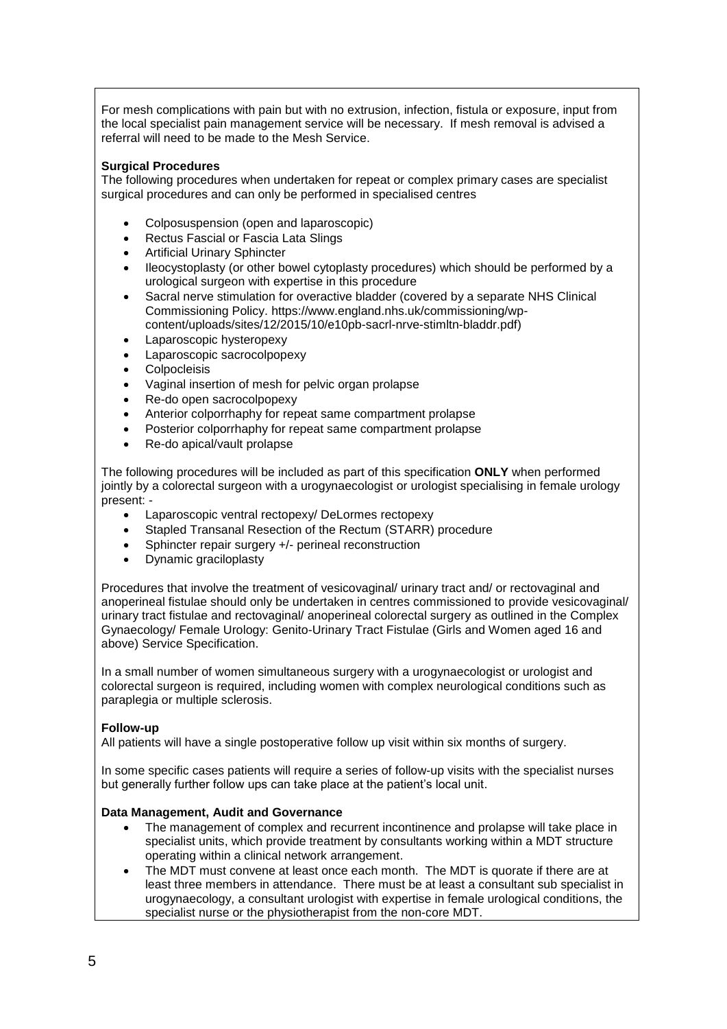For mesh complications with pain but with no extrusion, infection, fistula or exposure, input from the local specialist pain management service will be necessary. If mesh removal is advised a referral will need to be made to the Mesh Service.

**Surgical Procedures**

The following procedures when undertaken for repeat or complex primary cases are specialist surgical procedures and can only be performed in specialised centres

- Colposuspension (open and laparoscopic)
- Rectus Fascial or Fascia Lata Slings
- Artificial Urinary Sphincter
- Ileocystoplasty (or other bowel cytoplasty procedures) which should be performed by a urological surgeon with expertise in this procedure
- Sacral nerve stimulation for overactive bladder (covered by a separate NHS Clinical Commissioning Policy. https://www.england.nhs.uk/commissioning/wp-content/uploads/sites/12/2015/10/e10pb-sacrl-nrve-stimltn-bladdr.pdf)
- Laparoscopic hysteropexy
- Laparoscopic sacrocolpopexy
- Colpocleisis
- Vaginal insertion of mesh for pelvic organ prolapse
- Re-do open sacrocolpopexy
- Anterior colporrhaphy for repeat same compartment prolapse
- Posterior colporrhaphy for repeat same compartment prolapse
- Re-do apical/vault prolapse

The following procedures will be included as part of this specification **ONLY** when performed jointly by a colorectal surgeon with a urogynaecologist or urologist specialising in female urology present: -

- Laparoscopic ventral rectopexy/ DeLormes rectopexy
- Stapled Transanal Resection of the Rectum (STARR) procedure
- Sphincter repair surgery +/- perineal reconstruction
- Dynamic graciloplasty

Procedures that involve the treatment of vesicovaginal/ urinary tract and/ or rectovaginal and anoperineal fistulae should only be undertaken in centres commissioned to provide vesicovaginal/ urinary tract fistulae and rectovaginal/ anoperineal colorectal surgery as outlined in the Complex Gynaecology/ Female Urology: Genito-Urinary Tract Fistulae (Girls and Women aged 16 and above) Service Specification.

In a small number of women simultaneous surgery with a urogynaecologist or urologist and colorectal surgeon is required, including women with complex neurological conditions such as paraplegia or multiple sclerosis.

**Follow-up**

All patients will have a single postoperative follow up visit within six months of surgery.

In some specific cases patients will require a series of follow-up visits with the specialist nurses but generally further follow ups can take place at the patient's local unit.

**Data Management, Audit and Governance**

- The management of complex and recurrent incontinence and prolapse will take place in specialist units, which provide treatment by consultants working within a MDT structure operating within a clinical network arrangement.
- The MDT must convene at least once each month. The MDT is quorate if there are at least three members in attendance. There must be at least a consultant sub specialist in urogynaecology, a consultant urologist with expertise in female urological conditions, the specialist nurse or the physiotherapist from the non-core MDT.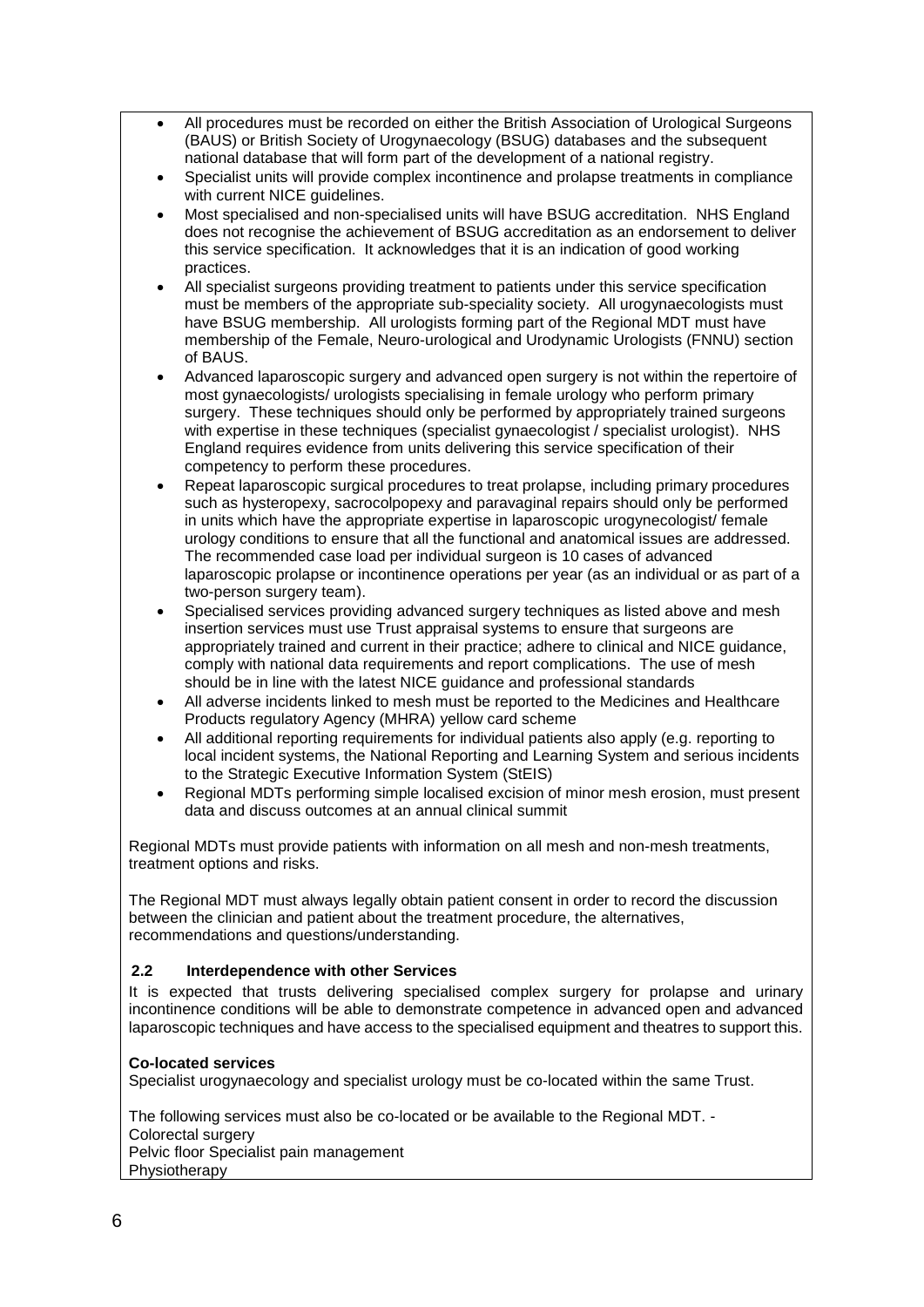- All procedures must be recorded on either the British Association of Urological Surgeons (BAUS) or British Society of Urogynaecology (BSUG) databases and the subsequent national database that will form part of the development of a national registry.
- Specialist units will provide complex incontinence and prolapse treatments in compliance with current NICE guidelines.
- Most specialised and non-specialised units will have BSUG accreditation. NHS England does not recognise the achievement of BSUG accreditation as an endorsement to deliver this service specification. It acknowledges that it is an indication of good working practices.
- All specialist surgeons providing treatment to patients under this service specification must be members of the appropriate sub-speciality society. All urogynaecologists must have BSUG membership. All urologists forming part of the Regional MDT must have membership of the Female, Neuro-urological and Urodynamic Urologists (FNNU) section of BAUS.
- Advanced laparoscopic surgery and advanced open surgery is not within the repertoire of most gynaecologists/ urologists specialising in female urology who perform primary surgery. These techniques should only be performed by appropriately trained surgeons with expertise in these techniques (specialist gynaecologist / specialist urologist). NHS England requires evidence from units delivering this service specification of their competency to perform these procedures.
- Repeat laparoscopic surgical procedures to treat prolapse, including primary procedures such as hysteropexy, sacrocolpopexy and paravaginal repairs should only be performed in units which have the appropriate expertise in laparoscopic urogynecologist/ female urology conditions to ensure that all the functional and anatomical issues are addressed. The recommended case load per individual surgeon is 10 cases of advanced laparoscopic prolapse or incontinence operations per year (as an individual or as part of a two-person surgery team).
- Specialised services providing advanced surgery techniques as listed above and mesh insertion services must use Trust appraisal systems to ensure that surgeons are appropriately trained and current in their practice; adhere to clinical and NICE guidance, comply with national data requirements and report complications. The use of mesh should be in line with the latest NICE guidance and professional standards
- All adverse incidents linked to mesh must be reported to the Medicines and Healthcare Products regulatory Agency (MHRA) yellow card scheme
- All additional reporting requirements for individual patients also apply (e.g. reporting to local incident systems, the National Reporting and Learning System and serious incidents to the Strategic Executive Information System (StEIS)
- Regional MDTs performing simple localised excision of minor mesh erosion, must present data and discuss outcomes at an annual clinical summit

Regional MDTs must provide patients with information on all mesh and non-mesh treatments, treatment options and risks.

The Regional MDT must always legally obtain patient consent in order to record the discussion between the clinician and patient about the treatment procedure, the alternatives, recommendations and questions/understanding.

### 2.2 Interdependence with other Services

It is expected that trusts delivering specialised complex surgery for prolapse and urinary incontinence conditions will be able to demonstrate competence in advanced open and advanced laparoscopic techniques and have access to the specialised equipment and theatres to support this.

**Co-located services**

Specialist urogynaecology and specialist urology must be co-located within the same Trust.

The following services must also be co-located or be available to the Regional MDT. -
Colorectal surgery
Pelvic floor Specialist pain management
Physiotherapy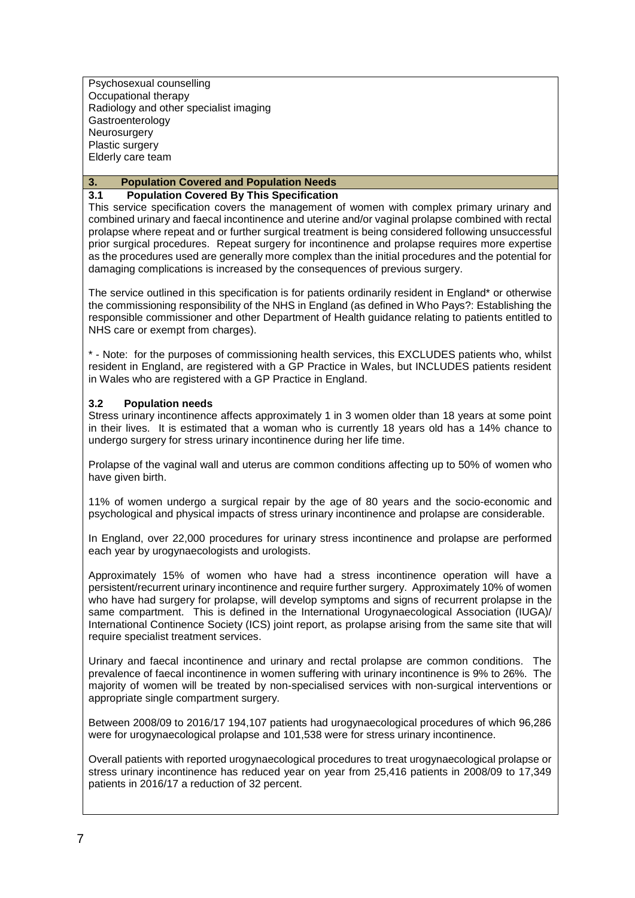Psychosexual counselling
Occupational therapy
Radiology and other specialist imaging
Gastroenterology
Neurosurgery
Plastic surgery
Elderly care team

## 3. Population Covered and Population Needs

### 3.1 Population Covered By This Specification

This service specification covers the management of women with complex primary urinary and combined urinary and faecal incontinence and uterine and/or vaginal prolapse combined with rectal prolapse where repeat and or further surgical treatment is being considered following unsuccessful prior surgical procedures. Repeat surgery for incontinence and prolapse requires more expertise as the procedures used are generally more complex than the initial procedures and the potential for damaging complications is increased by the consequences of previous surgery.

The service outlined in this specification is for patients ordinarily resident in England* or otherwise the commissioning responsibility of the NHS in England (as defined in Who Pays?: Establishing the responsible commissioner and other Department of Health guidance relating to patients entitled to NHS care or exempt from charges).

* - Note: for the purposes of commissioning health services, this EXCLUDES patients who, whilst resident in England, are registered with a GP Practice in Wales, but INCLUDES patients resident in Wales who are registered with a GP Practice in England.

### 3.2 Population needs

Stress urinary incontinence affects approximately 1 in 3 women older than 18 years at some point in their lives. It is estimated that a woman who is currently 18 years old has a 14% chance to undergo surgery for stress urinary incontinence during her life time.

Prolapse of the vaginal wall and uterus are common conditions affecting up to 50% of women who have given birth.

11% of women undergo a surgical repair by the age of 80 years and the socio-economic and psychological and physical impacts of stress urinary incontinence and prolapse are considerable.

In England, over 22,000 procedures for urinary stress incontinence and prolapse are performed each year by urogynaecologists and urologists.

Approximately 15% of women who have had a stress incontinence operation will have a persistent/recurrent urinary incontinence and require further surgery. Approximately 10% of women who have had surgery for prolapse, will develop symptoms and signs of recurrent prolapse in the same compartment. This is defined in the International Urogynaecological Association (IUGA)/ International Continence Society (ICS) joint report, as prolapse arising from the same site that will require specialist treatment services.

Urinary and faecal incontinence and urinary and rectal prolapse are common conditions. The prevalence of faecal incontinence in women suffering with urinary incontinence is 9% to 26%. The majority of women will be treated by non-specialised services with non-surgical interventions or appropriate single compartment surgery.

Between 2008/09 to 2016/17 194,107 patients had urogynaecological procedures of which 96,286 were for urogynaecological prolapse and 101,538 were for stress urinary incontinence.

Overall patients with reported urogynaecological procedures to treat urogynaecological prolapse or stress urinary incontinence has reduced year on year from 25,416 patients in 2008/09 to 17,349 patients in 2016/17 a reduction of 32 percent.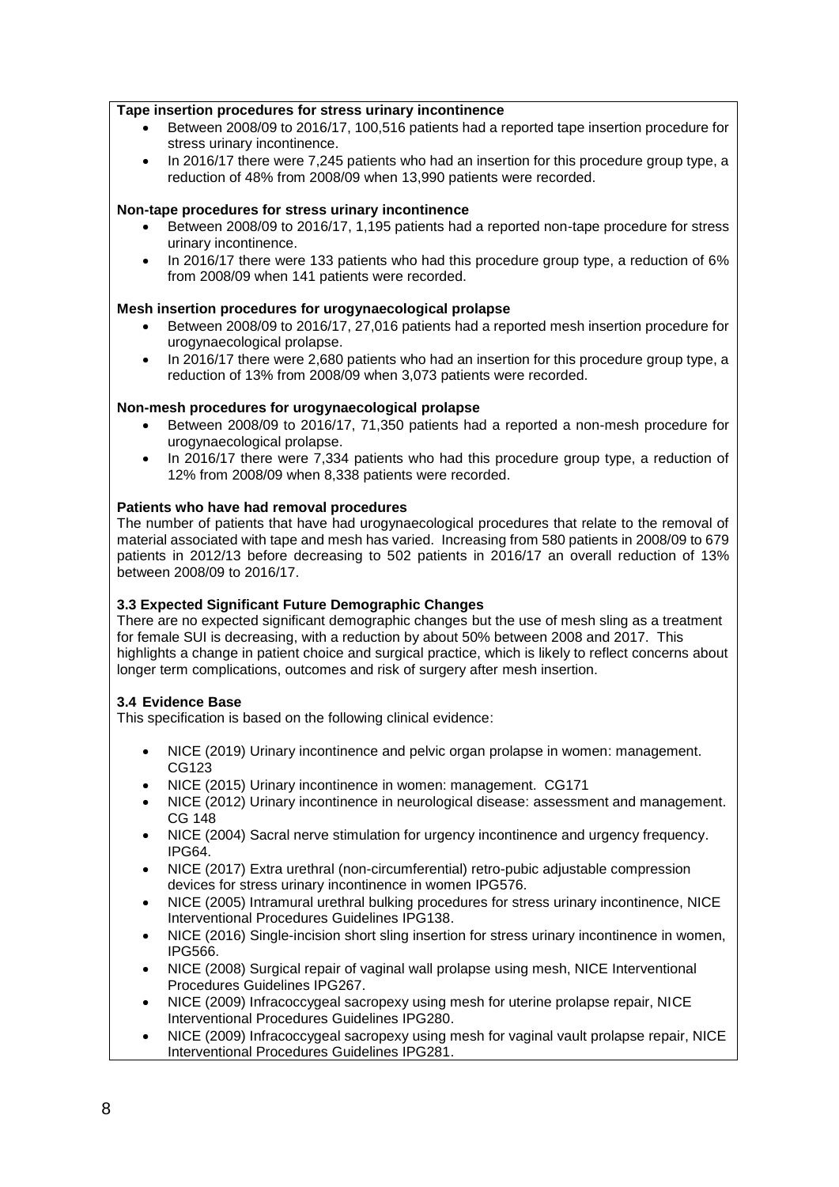**Tape insertion procedures for stress urinary incontinence**

- Between 2008/09 to 2016/17, 100,516 patients had a reported tape insertion procedure for stress urinary incontinence.
- In 2016/17 there were 7,245 patients who had an insertion for this procedure group type, a reduction of 48% from 2008/09 when 13,990 patients were recorded.

**Non-tape procedures for stress urinary incontinence**

- Between 2008/09 to 2016/17, 1,195 patients had a reported non-tape procedure for stress urinary incontinence.
- In 2016/17 there were 133 patients who had this procedure group type, a reduction of 6% from 2008/09 when 141 patients were recorded.

**Mesh insertion procedures for urogynaecological prolapse**

- Between 2008/09 to 2016/17, 27,016 patients had a reported mesh insertion procedure for urogynaecological prolapse.
- In 2016/17 there were 2,680 patients who had an insertion for this procedure group type, a reduction of 13% from 2008/09 when 3,073 patients were recorded.

**Non-mesh procedures for urogynaecological prolapse**

- Between 2008/09 to 2016/17, 71,350 patients had a reported a non-mesh procedure for urogynaecological prolapse.
- In 2016/17 there were 7,334 patients who had this procedure group type, a reduction of 12% from 2008/09 when 8,338 patients were recorded.

**Patients who have had removal procedures**

The number of patients that have had urogynaecological procedures that relate to the removal of material associated with tape and mesh has varied. Increasing from 580 patients in 2008/09 to 679 patients in 2012/13 before decreasing to 502 patients in 2016/17 an overall reduction of 13% between 2008/09 to 2016/17.

### 3.3 Expected Significant Future Demographic Changes

There are no expected significant demographic changes but the use of mesh sling as a treatment for female SUI is decreasing, with a reduction by about 50% between 2008 and 2017. This highlights a change in patient choice and surgical practice, which is likely to reflect concerns about longer term complications, outcomes and risk of surgery after mesh insertion.

### 3.4 Evidence Base

This specification is based on the following clinical evidence:

- NICE (2019) Urinary incontinence and pelvic organ prolapse in women: management. CG123
- NICE (2015) Urinary incontinence in women: management. CG171
- NICE (2012) Urinary incontinence in neurological disease: assessment and management. CG 148
- NICE (2004) Sacral nerve stimulation for urgency incontinence and urgency frequency. IPG64.
- NICE (2017) Extra urethral (non-circumferential) retro-pubic adjustable compression devices for stress urinary incontinence in women IPG576.
- NICE (2005) Intramural urethral bulking procedures for stress urinary incontinence, NICE Interventional Procedures Guidelines IPG138.
- NICE (2016) Single-incision short sling insertion for stress urinary incontinence in women, IPG566.
- NICE (2008) Surgical repair of vaginal wall prolapse using mesh, NICE Interventional Procedures Guidelines IPG267.
- NICE (2009) Infracoccygeal sacropexy using mesh for uterine prolapse repair, NICE Interventional Procedures Guidelines IPG280.
- NICE (2009) Infracoccygeal sacropexy using mesh for vaginal vault prolapse repair, NICE Interventional Procedures Guidelines IPG281.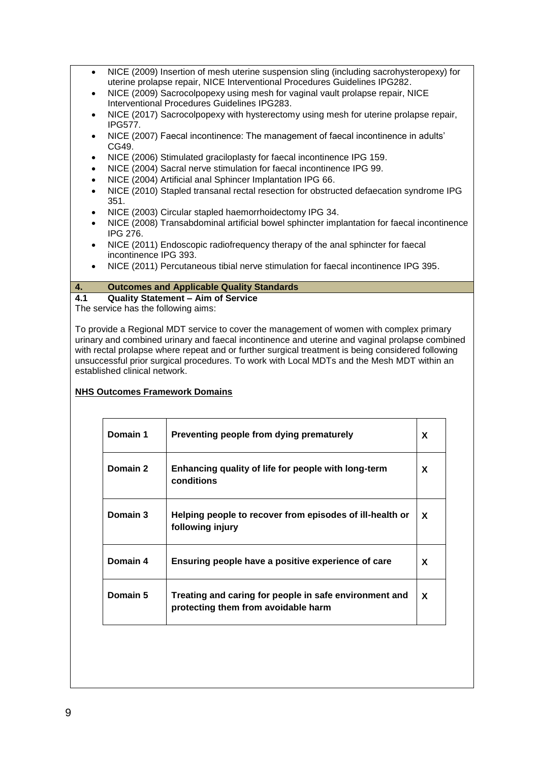- NICE (2009) Insertion of mesh uterine suspension sling (including sacrohysteropexy) for uterine prolapse repair, NICE Interventional Procedures Guidelines IPG282.
- NICE (2009) Sacrocolpopexy using mesh for vaginal vault prolapse repair, NICE Interventional Procedures Guidelines IPG283.
- NICE (2017) Sacrocolpopexy with hysterectomy using mesh for uterine prolapse repair, IPG577.
- NICE (2007) Faecal incontinence: The management of faecal incontinence in adults' CG49.
- NICE (2006) Stimulated graciloplasty for faecal incontinence IPG 159.
- NICE (2004) Sacral nerve stimulation for faecal incontinence IPG 99.
- NICE (2004) Artificial anal Sphincer Implantation IPG 66.
- NICE (2010) Stapled transanal rectal resection for obstructed defaecation syndrome IPG 351.
- NICE (2003) Circular stapled haemorrhoidectomy IPG 34.
- NICE (2008) Transabdominal artificial bowel sphincter implantation for faecal incontinence IPG 276.
- NICE (2011) Endoscopic radiofrequency therapy of the anal sphincter for faecal incontinence IPG 393.
- NICE (2011) Percutaneous tibial nerve stimulation for faecal incontinence IPG 395.

## 4. Outcomes and Applicable Quality Standards

### 4.1 Quality Statement – Aim of Service

The service has the following aims:

To provide a Regional MDT service to cover the management of women with complex primary urinary and combined urinary and faecal incontinence and uterine and vaginal prolapse combined with rectal prolapse where repeat and or further surgical treatment is being considered following unsuccessful prior surgical procedures. To work with Local MDTs and the Mesh MDT within an established clinical network.

**NHS Outcomes Framework Domains**

| Domain | Description | |
|---|---|---|
| **Domain 1** | **Preventing people from dying prematurely** | **X** |
| **Domain 2** | **Enhancing quality of life for people with long-term conditions** | **X** |
| **Domain 3** | **Helping people to recover from episodes of ill-health or following injury** | **X** |
| **Domain 4** | **Ensuring people have a positive experience of care** | **X** |
| **Domain 5** | **Treating and caring for people in safe environment and protecting them from avoidable harm** | **X** |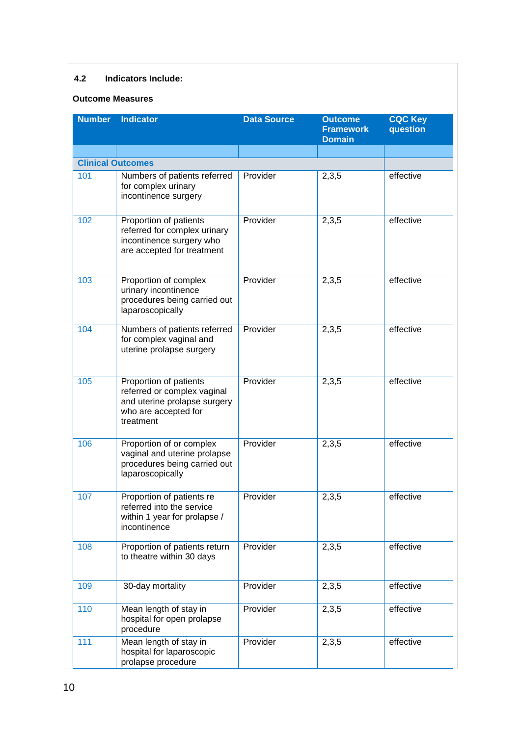### 4.2 Indicators Include:

**Outcome Measures**

| Number | Indicator | Data Source | Outcome Framework Domain | CQC Key question |
|---|---|---|---|---|
| | | | | |
| **Clinical Outcomes** | | | | |
| 101 | Numbers of patients referred for complex urinary incontinence surgery | Provider | 2,3,5 | effective |
| 102 | Proportion of patients referred for complex urinary incontinence surgery who are accepted for treatment | Provider | 2,3,5 | effective |
| 103 | Proportion of complex urinary incontinence procedures being carried out laparoscopically | Provider | 2,3,5 | effective |
| 104 | Numbers of patients referred for complex vaginal and uterine prolapse surgery | Provider | 2,3,5 | effective |
| 105 | Proportion of patients referred or complex vaginal and uterine prolapse surgery who are accepted for treatment | Provider | 2,3,5 | effective |
| 106 | Proportion of or complex vaginal and uterine prolapse procedures being carried out laparoscopically | Provider | 2,3,5 | effective |
| 107 | Proportion of patients re referred into the service within 1 year for prolapse / incontinence | Provider | 2,3,5 | effective |
| 108 | Proportion of patients return to theatre within 30 days | Provider | 2,3,5 | effective |
| 109 | 30-day mortality | Provider | 2,3,5 | effective |
| 110 | Mean length of stay in hospital for open prolapse procedure | Provider | 2,3,5 | effective |
| 111 | Mean length of stay in hospital for laparoscopic prolapse procedure | Provider | 2,3,5 | effective |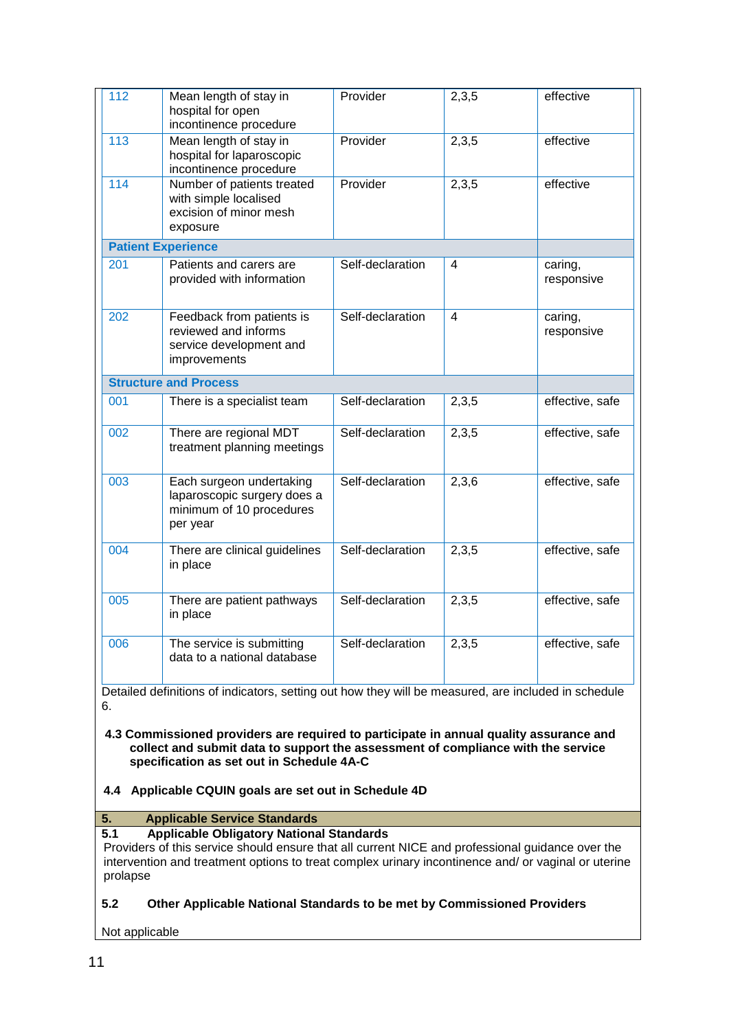| | | | | |
|---|---|---|---|---|
| 112 | Mean length of stay in hospital for open incontinence procedure | Provider | 2,3,5 | effective |
| 113 | Mean length of stay in hospital for laparoscopic incontinence procedure | Provider | 2,3,5 | effective |
| 114 | Number of patients treated with simple localised excision of minor mesh exposure | Provider | 2,3,5 | effective |
| **Patient Experience** | | | | |
| 201 | Patients and carers are provided with information | Self-declaration | 4 | caring, responsive |
| 202 | Feedback from patients is reviewed and informs service development and improvements | Self-declaration | 4 | caring, responsive |
| **Structure and Process** | | | | |
| 001 | There is a specialist team | Self-declaration | 2,3,5 | effective, safe |
| 002 | There are regional MDT treatment planning meetings | Self-declaration | 2,3,5 | effective, safe |
| 003 | Each surgeon undertaking laparoscopic surgery does a minimum of 10 procedures per year | Self-declaration | 2,3,6 | effective, safe |
| 004 | There are clinical guidelines in place | Self-declaration | 2,3,5 | effective, safe |
| 005 | There are patient pathways in place | Self-declaration | 2,3,5 | effective, safe |
| 006 | The service is submitting data to a national database | Self-declaration | 2,3,5 | effective, safe |

Detailed definitions of indicators, setting out how they will be measured, are included in schedule 6.

**4.3 Commissioned providers are required to participate in annual quality assurance and collect and submit data to support the assessment of compliance with the service specification as set out in Schedule 4A-C**

**4.4 Applicable CQUIN goals are set out in Schedule 4D**

## 5. Applicable Service Standards

### 5.1 Applicable Obligatory National Standards

Providers of this service should ensure that all current NICE and professional guidance over the intervention and treatment options to treat complex urinary incontinence and/ or vaginal or uterine prolapse

### 5.2 Other Applicable National Standards to be met by Commissioned Providers

Not applicable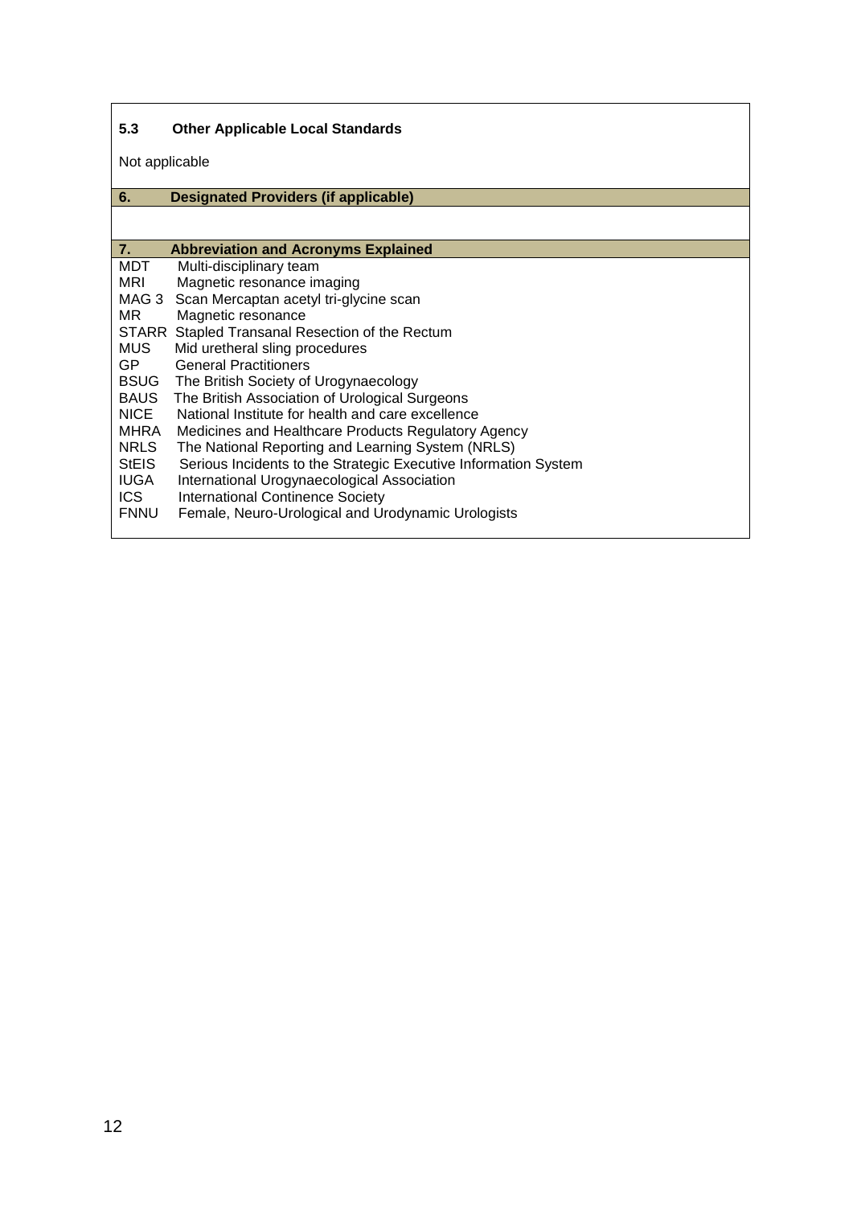### 5.3 Other Applicable Local Standards

Not applicable

## 6. Designated Providers (if applicable)

## 7. Abbreviation and Acronyms Explained

| | |
|---|---|
| MDT | Multi-disciplinary team |
| MRI | Magnetic resonance imaging |
| MAG 3 | Scan Mercaptan acetyl tri-glycine scan |
| MR | Magnetic resonance |
| STARR | Stapled Transanal Resection of the Rectum |
| MUS | Mid uretheral sling procedures |
| GP | General Practitioners |
| BSUG | The British Society of Urogynaecology |
| BAUS | The British Association of Urological Surgeons |
| NICE | National Institute for health and care excellence |
| MHRA | Medicines and Healthcare Products Regulatory Agency |
| NRLS | The National Reporting and Learning System (NRLS) |
| StEIS | Serious Incidents to the Strategic Executive Information System |
| IUGA | International Urogynaecological Association |
| ICS | International Continence Society |
| FNNU | Female, Neuro-Urological and Urodynamic Urologists |